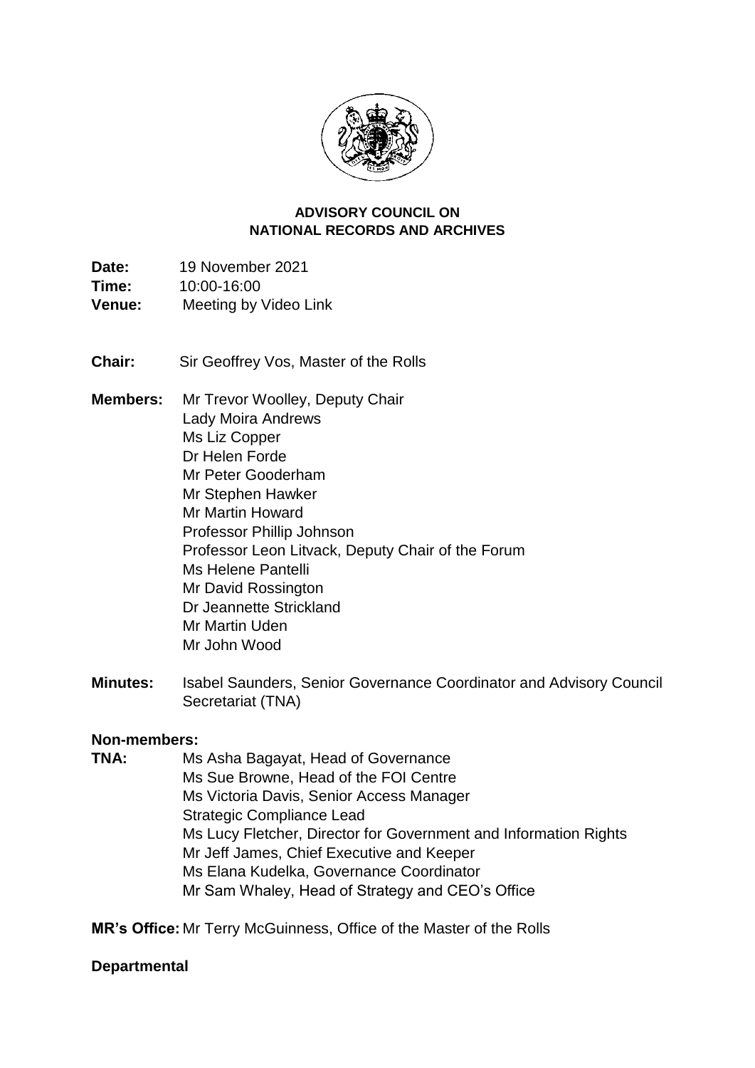## ADVISORY COUNCIL ON NATIONAL RECORDS AND ARCHIVES

**Date:** 19 November 2021
**Time:** 10:00-16:00
**Venue:** Meeting by Video Link

**Chair:** Sir Geoffrey Vos, Master of the Rolls

**Members:** Mr Trevor Woolley, Deputy Chair
Lady Moira Andrews
Ms Liz Copper
Dr Helen Forde
Mr Peter Gooderham
Mr Stephen Hawker
Mr Martin Howard
Professor Phillip Johnson
Professor Leon Litvack, Deputy Chair of the Forum
Ms Helene Pantelli
Mr David Rossington
Dr Jeannette Strickland
Mr Martin Uden
Mr John Wood

**Minutes:** Isabel Saunders, Senior Governance Coordinator and Advisory Council Secretariat (TNA)

**Non-members:**

**TNA:** Ms Asha Bagayat, Head of Governance
Ms Sue Browne, Head of the FOI Centre
Ms Victoria Davis, Senior Access Manager
Strategic Compliance Lead
Ms Lucy Fletcher, Director for Government and Information Rights
Mr Jeff James, Chief Executive and Keeper
Ms Elana Kudelka, Governance Coordinator
Mr Sam Whaley, Head of Strategy and CEO's Office

**MR's Office:** Mr Terry McGuinness, Office of the Master of the Rolls

**Departmental**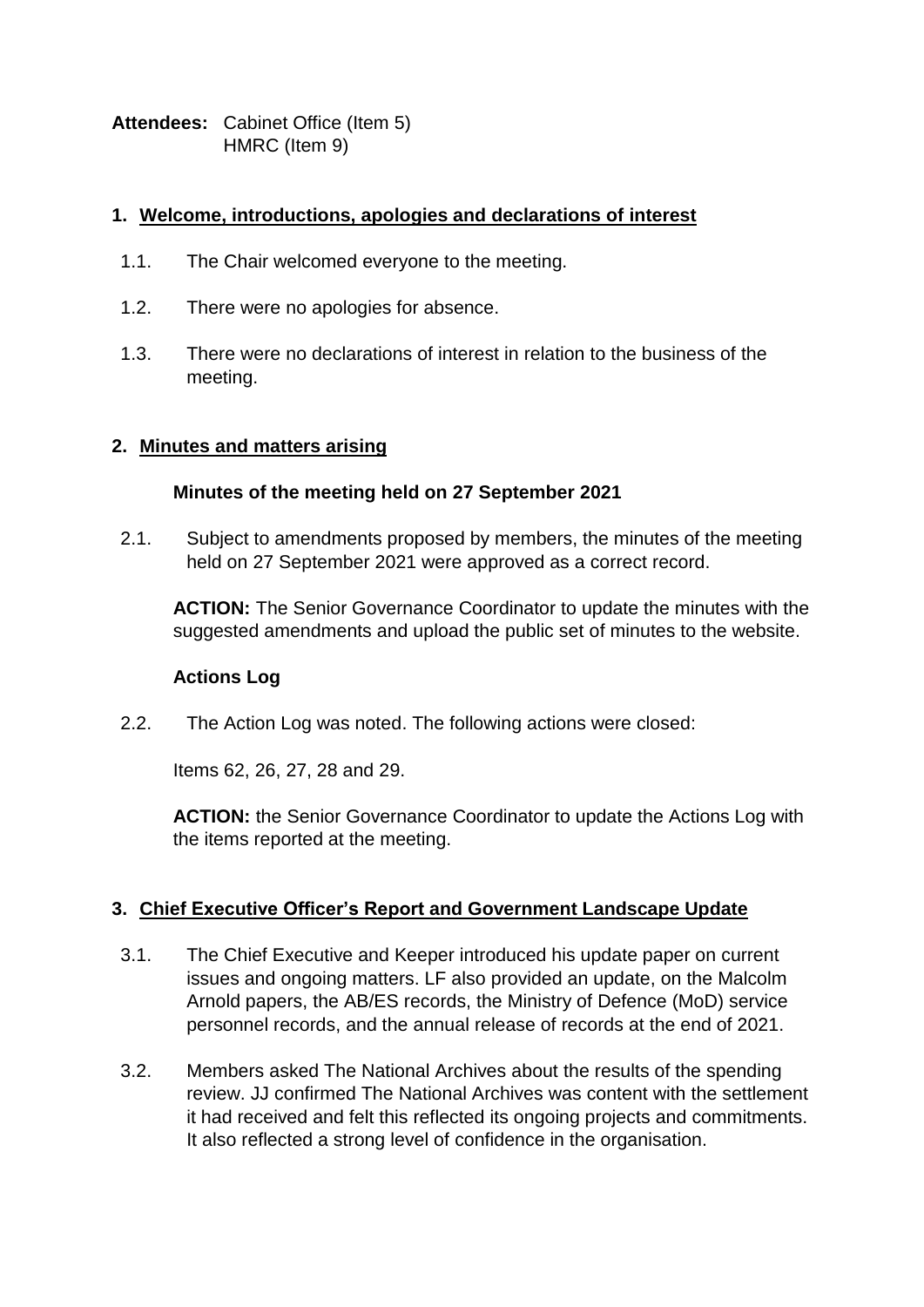**Attendees:** Cabinet Office (Item 5)
HMRC (Item 9)

## 1. Welcome, introductions, apologies and declarations of interest

1.1. The Chair welcomed everyone to the meeting.

1.2. There were no apologies for absence.

1.3. There were no declarations of interest in relation to the business of the meeting.

## 2. Minutes and matters arising

### Minutes of the meeting held on 27 September 2021

2.1. Subject to amendments proposed by members, the minutes of the meeting held on 27 September 2021 were approved as a correct record.

**ACTION:** The Senior Governance Coordinator to update the minutes with the suggested amendments and upload the public set of minutes to the website.

### Actions Log

2.2. The Action Log was noted. The following actions were closed:

Items 62, 26, 27, 28 and 29.

**ACTION:** the Senior Governance Coordinator to update the Actions Log with the items reported at the meeting.

## 3. Chief Executive Officer's Report and Government Landscape Update

3.1. The Chief Executive and Keeper introduced his update paper on current issues and ongoing matters. LF also provided an update, on the Malcolm Arnold papers, the AB/ES records, the Ministry of Defence (MoD) service personnel records, and the annual release of records at the end of 2021.

3.2. Members asked The National Archives about the results of the spending review. JJ confirmed The National Archives was content with the settlement it had received and felt this reflected its ongoing projects and commitments. It also reflected a strong level of confidence in the organisation.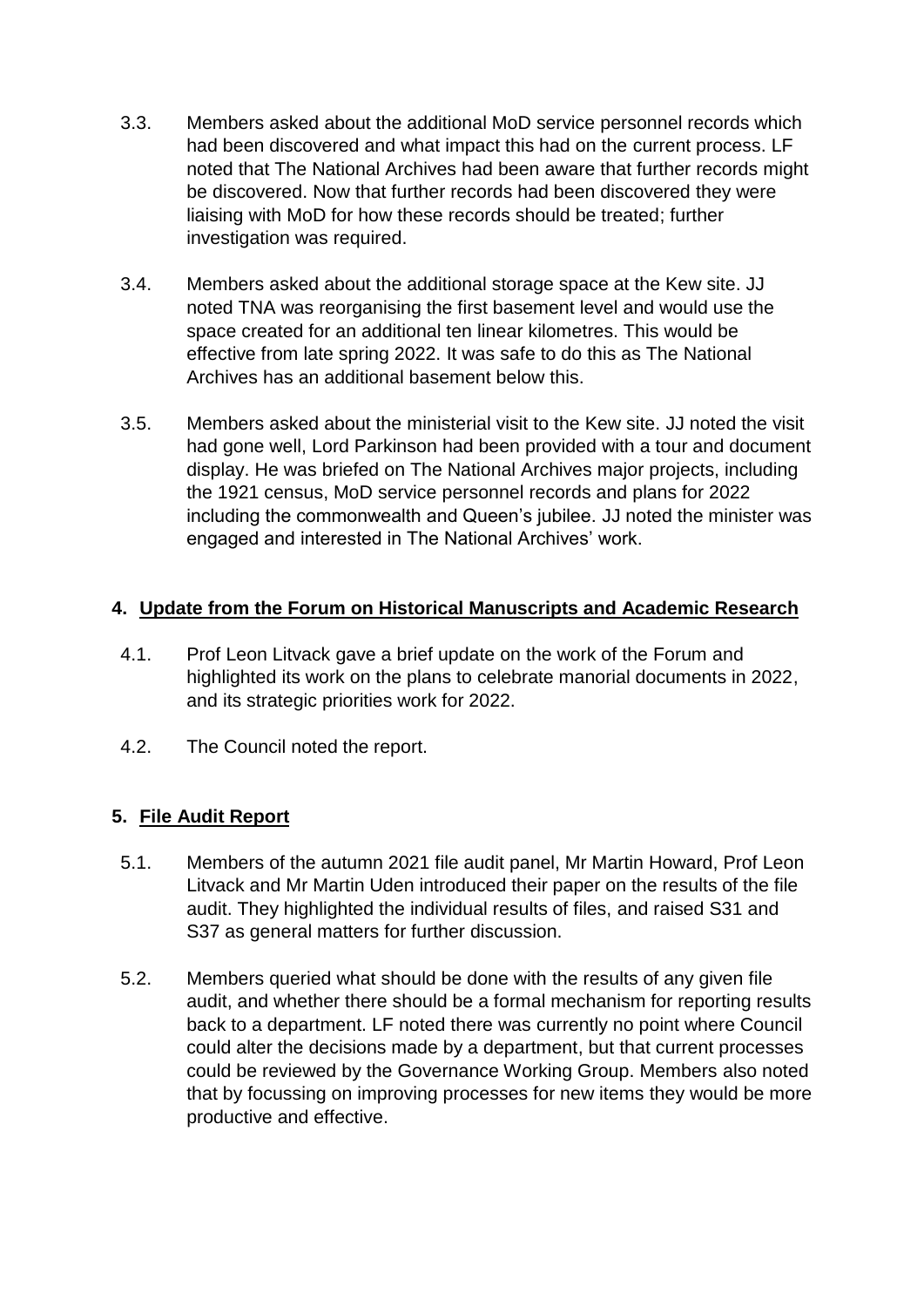3.3. Members asked about the additional MoD service personnel records which had been discovered and what impact this had on the current process. LF noted that The National Archives had been aware that further records might be discovered. Now that further records had been discovered they were liaising with MoD for how these records should be treated; further investigation was required.

3.4. Members asked about the additional storage space at the Kew site. JJ noted TNA was reorganising the first basement level and would use the space created for an additional ten linear kilometres. This would be effective from late spring 2022. It was safe to do this as The National Archives has an additional basement below this.

3.5. Members asked about the ministerial visit to the Kew site. JJ noted the visit had gone well, Lord Parkinson had been provided with a tour and document display. He was briefed on The National Archives major projects, including the 1921 census, MoD service personnel records and plans for 2022 including the commonwealth and Queen's jubilee. JJ noted the minister was engaged and interested in The National Archives' work.

## 4. Update from the Forum on Historical Manuscripts and Academic Research

4.1. Prof Leon Litvack gave a brief update on the work of the Forum and highlighted its work on the plans to celebrate manorial documents in 2022, and its strategic priorities work for 2022.

4.2. The Council noted the report.

## 5. File Audit Report

5.1. Members of the autumn 2021 file audit panel, Mr Martin Howard, Prof Leon Litvack and Mr Martin Uden introduced their paper on the results of the file audit. They highlighted the individual results of files, and raised S31 and S37 as general matters for further discussion.

5.2. Members queried what should be done with the results of any given file audit, and whether there should be a formal mechanism for reporting results back to a department. LF noted there was currently no point where Council could alter the decisions made by a department, but that current processes could be reviewed by the Governance Working Group. Members also noted that by focussing on improving processes for new items they would be more productive and effective.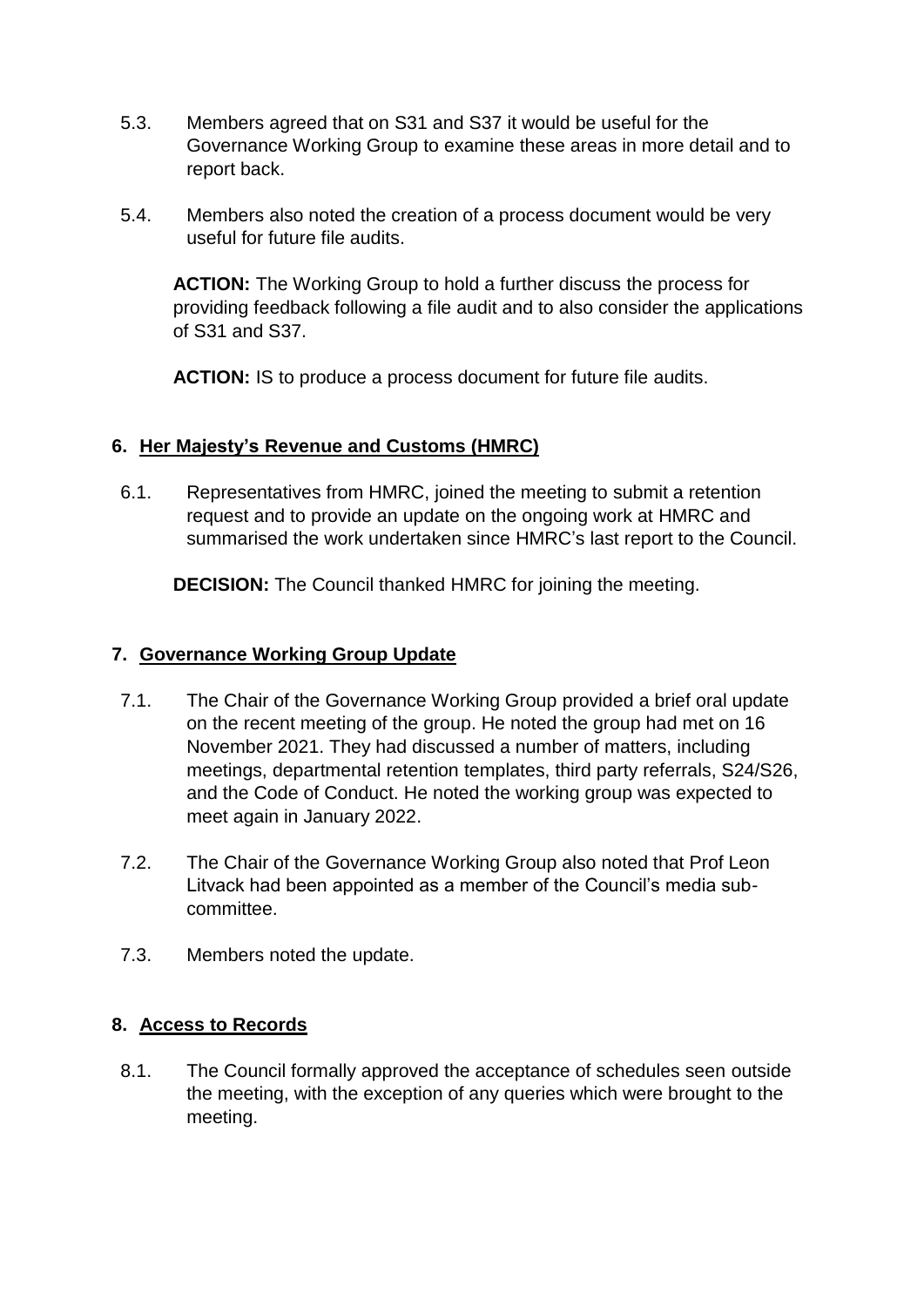5.3. Members agreed that on S31 and S37 it would be useful for the Governance Working Group to examine these areas in more detail and to report back.

5.4. Members also noted the creation of a process document would be very useful for future file audits.

**ACTION:** The Working Group to hold a further discuss the process for providing feedback following a file audit and to also consider the applications of S31 and S37.

**ACTION:** IS to produce a process document for future file audits.

## 6. Her Majesty's Revenue and Customs (HMRC)

6.1. Representatives from HMRC, joined the meeting to submit a retention request and to provide an update on the ongoing work at HMRC and summarised the work undertaken since HMRC's last report to the Council.

**DECISION:** The Council thanked HMRC for joining the meeting.

## 7. Governance Working Group Update

7.1. The Chair of the Governance Working Group provided a brief oral update on the recent meeting of the group. He noted the group had met on 16 November 2021. They had discussed a number of matters, including meetings, departmental retention templates, third party referrals, S24/S26, and the Code of Conduct. He noted the working group was expected to meet again in January 2022.

7.2. The Chair of the Governance Working Group also noted that Prof Leon Litvack had been appointed as a member of the Council's media sub-committee.

7.3. Members noted the update.

## 8. Access to Records

8.1. The Council formally approved the acceptance of schedules seen outside the meeting, with the exception of any queries which were brought to the meeting.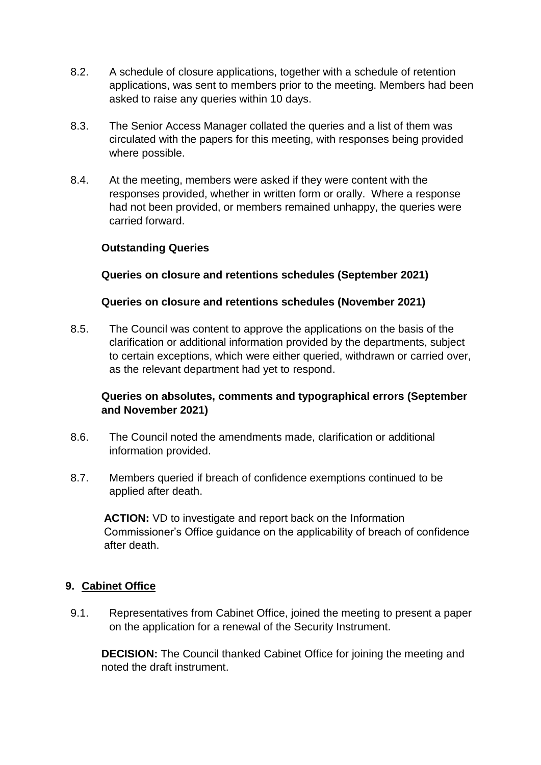8.2. A schedule of closure applications, together with a schedule of retention applications, was sent to members prior to the meeting. Members had been asked to raise any queries within 10 days.

8.3. The Senior Access Manager collated the queries and a list of them was circulated with the papers for this meeting, with responses being provided where possible.

8.4. At the meeting, members were asked if they were content with the responses provided, whether in written form or orally. Where a response had not been provided, or members remained unhappy, the queries were carried forward.

**Outstanding Queries**

**Queries on closure and retentions schedules (September 2021)**

**Queries on closure and retentions schedules (November 2021)**

8.5. The Council was content to approve the applications on the basis of the clarification or additional information provided by the departments, subject to certain exceptions, which were either queried, withdrawn or carried over, as the relevant department had yet to respond.

**Queries on absolutes, comments and typographical errors (September and November 2021)**

8.6. The Council noted the amendments made, clarification or additional information provided.

8.7. Members queried if breach of confidence exemptions continued to be applied after death.

**ACTION:** VD to investigate and report back on the Information Commissioner's Office guidance on the applicability of breach of confidence after death.

## 9. Cabinet Office

9.1. Representatives from Cabinet Office, joined the meeting to present a paper on the application for a renewal of the Security Instrument.

**DECISION:** The Council thanked Cabinet Office for joining the meeting and noted the draft instrument.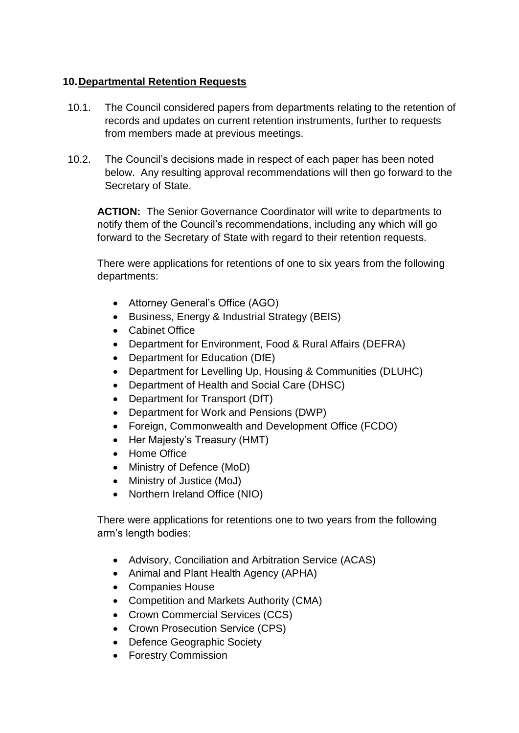## 10. Departmental Retention Requests

10.1. The Council considered papers from departments relating to the retention of records and updates on current retention instruments, further to requests from members made at previous meetings.

10.2. The Council's decisions made in respect of each paper has been noted below. Any resulting approval recommendations will then go forward to the Secretary of State.

**ACTION:** The Senior Governance Coordinator will write to departments to notify them of the Council's recommendations, including any which will go forward to the Secretary of State with regard to their retention requests.

There were applications for retentions of one to six years from the following departments:

- Attorney General's Office (AGO)
- Business, Energy & Industrial Strategy (BEIS)
- Cabinet Office
- Department for Environment, Food & Rural Affairs (DEFRA)
- Department for Education (DfE)
- Department for Levelling Up, Housing & Communities (DLUHC)
- Department of Health and Social Care (DHSC)
- Department for Transport (DfT)
- Department for Work and Pensions (DWP)
- Foreign, Commonwealth and Development Office (FCDO)
- Her Majesty's Treasury (HMT)
- Home Office
- Ministry of Defence (MoD)
- Ministry of Justice (MoJ)
- Northern Ireland Office (NIO)

There were applications for retentions one to two years from the following arm's length bodies:

- Advisory, Conciliation and Arbitration Service (ACAS)
- Animal and Plant Health Agency (APHA)
- Companies House
- Competition and Markets Authority (CMA)
- Crown Commercial Services (CCS)
- Crown Prosecution Service (CPS)
- Defence Geographic Society
- Forestry Commission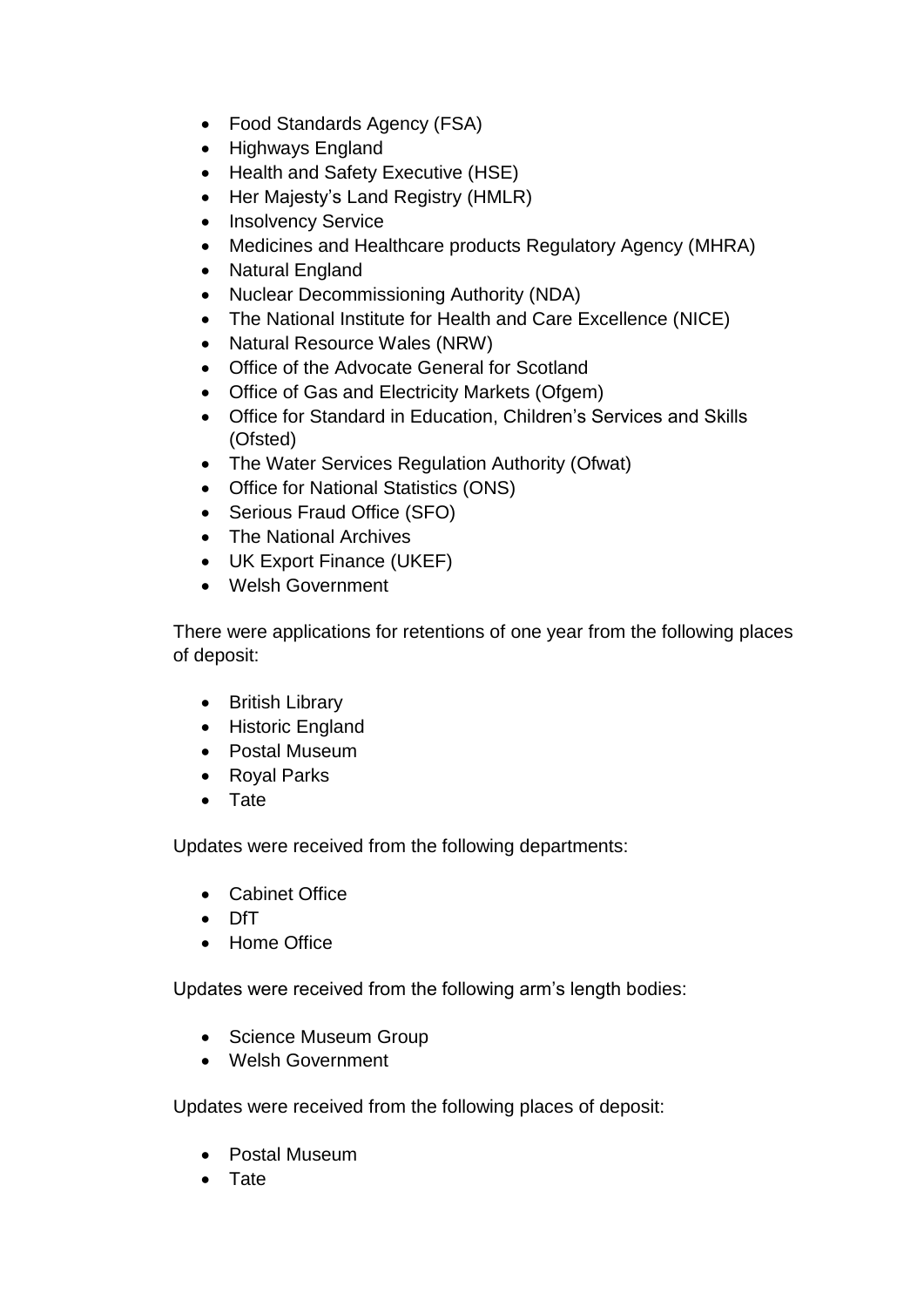- Food Standards Agency (FSA)
- Highways England
- Health and Safety Executive (HSE)
- Her Majesty's Land Registry (HMLR)
- Insolvency Service
- Medicines and Healthcare products Regulatory Agency (MHRA)
- Natural England
- Nuclear Decommissioning Authority (NDA)
- The National Institute for Health and Care Excellence (NICE)
- Natural Resource Wales (NRW)
- Office of the Advocate General for Scotland
- Office of Gas and Electricity Markets (Ofgem)
- Office for Standard in Education, Children's Services and Skills (Ofsted)
- The Water Services Regulation Authority (Ofwat)
- Office for National Statistics (ONS)
- Serious Fraud Office (SFO)
- The National Archives
- UK Export Finance (UKEF)
- Welsh Government

There were applications for retentions of one year from the following places of deposit:

- British Library
- Historic England
- Postal Museum
- Royal Parks
- Tate

Updates were received from the following departments:

- Cabinet Office
- DfT
- Home Office

Updates were received from the following arm's length bodies:

- Science Museum Group
- Welsh Government

Updates were received from the following places of deposit:

- Postal Museum
- Tate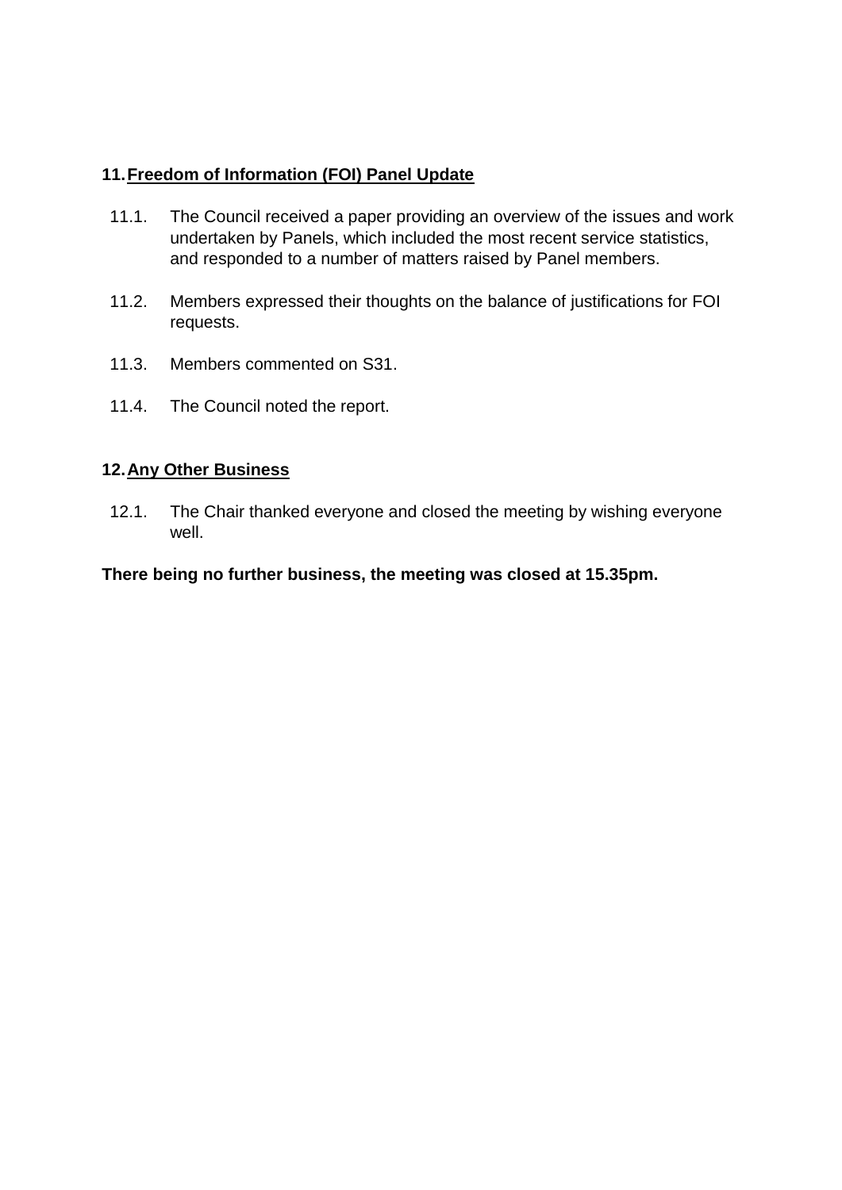## 11. Freedom of Information (FOI) Panel Update

11.1. The Council received a paper providing an overview of the issues and work undertaken by Panels, which included the most recent service statistics, and responded to a number of matters raised by Panel members.

11.2. Members expressed their thoughts on the balance of justifications for FOI requests.

11.3. Members commented on S31.

11.4. The Council noted the report.

## 12. Any Other Business

12.1. The Chair thanked everyone and closed the meeting by wishing everyone well.

**There being no further business, the meeting was closed at 15.35pm.**